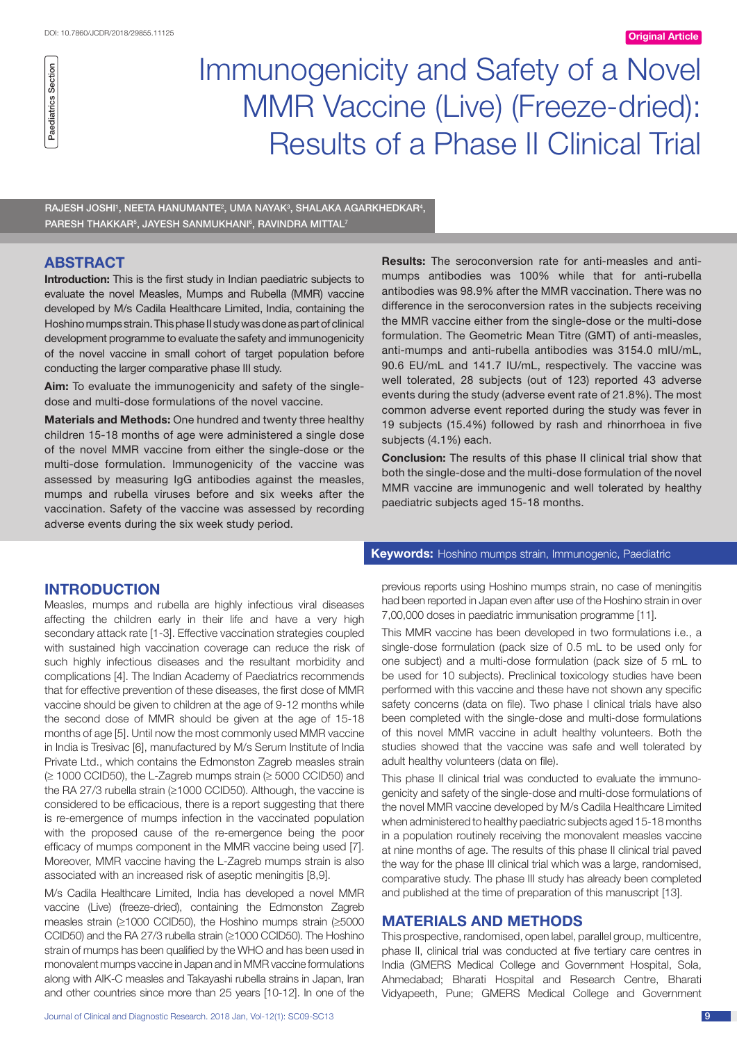# Immunogenicity and Safety of a Novel MMR Vaccine (Live) (Freeze-dried): Results of a Phase II Clinical Trial

Rajesh Joshi[1], Neeta Hanumante[2], Uma Nayak[3], Shalaka Agarkhedkar[4], Paresh Thakkar[5], Jayesh Sanmukhani[6], Ravindra Mittal[7]

## ABSTRACT

**Introduction:** This is the first study in Indian paediatric subjects to evaluate the novel Measles, Mumps and Rubella (MMR) vaccine developed by M/s Cadila Healthcare Limited, India, containing the Hoshino mumps strain. This phase II study was done as part of clinical development programme to evaluate the safety and immunogenicity of the novel vaccine in small cohort of target population before conducting the larger comparative phase III study.

**Aim:** To evaluate the immunogenicity and safety of the single-dose and multi-dose formulations of the novel vaccine.

**Materials and Methods:** One hundred and twenty three healthy children 15-18 months of age were administered a single dose of the novel MMR vaccine from either the single-dose or the multi-dose formulation. Immunogenicity of the vaccine was assessed by measuring IgG antibodies against the measles, mumps and rubella viruses before and six weeks after the vaccination. Safety of the vaccine was assessed by recording adverse events during the six week study period.

**Results:** The seroconversion rate for anti-measles and anti-mumps antibodies was 100% while that for anti-rubella antibodies was 98.9% after the MMR vaccination. There was no difference in the seroconversion rates in the subjects receiving the MMR vaccine either from the single-dose or the multi-dose formulation. The Geometric Mean Titre (GMT) of anti-measles, anti-mumps and anti-rubella antibodies was 3154.0 mIU/mL, 90.6 EU/mL and 141.7 IU/mL, respectively. The vaccine was well tolerated, 28 subjects (out of 123) reported 43 adverse events during the study (adverse event rate of 21.8%). The most common adverse event reported during the study was fever in 19 subjects (15.4%) followed by rash and rhinorrhoea in five subjects (4.1%) each.

**Conclusion:** The results of this phase II clinical trial show that both the single-dose and the multi-dose formulation of the novel MMR vaccine are immunogenic and well tolerated by healthy paediatric subjects aged 15-18 months.

**Keywords:** Hoshino mumps strain, Immunogenic, Paediatric

## INTRODUCTION

Measles, mumps and rubella are highly infectious viral diseases affecting the children early in their life and have a very high secondary attack rate [1-3]. Effective vaccination strategies coupled with sustained high vaccination coverage can reduce the risk of such highly infectious diseases and the resultant morbidity and complications [4]. The Indian Academy of Paediatrics recommends that for effective prevention of these diseases, the first dose of MMR vaccine should be given to children at the age of 9-12 months while the second dose of MMR should be given at the age of 15-18 months of age [5]. Until now the most commonly used MMR vaccine in India is Tresivac [6], manufactured by M/s Serum Institute of India Private Ltd., which contains the Edmonston Zagreb measles strain (≥ 1000 CCID50), the L-Zagreb mumps strain (≥ 5000 CCID50) and the RA 27/3 rubella strain (≥1000 CCID50). Although, the vaccine is considered to be efficacious, there is a report suggesting that there is re-emergence of mumps infection in the vaccinated population with the proposed cause of the re-emergence being the poor efficacy of mumps component in the MMR vaccine being used [7]. Moreover, MMR vaccine having the L-Zagreb mumps strain is also associated with an increased risk of aseptic meningitis [8,9].

M/s Cadila Healthcare Limited, India has developed a novel MMR vaccine (Live) (freeze-dried), containing the Edmonston Zagreb measles strain (≥1000 CCID50), the Hoshino mumps strain (≥5000 CCID50) and the RA 27/3 rubella strain (≥1000 CCID50). The Hoshino strain of mumps has been qualified by the WHO and has been used in monovalent mumps vaccine in Japan and in MMR vaccine formulations along with AIK-C measles and Takayashi rubella strains in Japan, Iran and other countries since more than 25 years [10-12]. In one of the previous reports using Hoshino mumps strain, no case of meningitis had been reported in Japan even after use of the Hoshino strain in over 7,00,000 doses in paediatric immunisation programme [11].

This MMR vaccine has been developed in two formulations i.e., a single-dose formulation (pack size of 0.5 mL to be used only for one subject) and a multi-dose formulation (pack size of 5 mL to be used for 10 subjects). Preclinical toxicology studies have been performed with this vaccine and these have not shown any specific safety concerns (data on file). Two phase I clinical trials have also been completed with the single-dose and multi-dose formulations of this novel MMR vaccine in adult healthy volunteers. Both the studies showed that the vaccine was safe and well tolerated by adult healthy volunteers (data on file).

This phase II clinical trial was conducted to evaluate the immunogenicity and safety of the single-dose and multi-dose formulations of the novel MMR vaccine developed by M/s Cadila Healthcare Limited when administered to healthy paediatric subjects aged 15-18 months in a population routinely receiving the monovalent measles vaccine at nine months of age. The results of this phase II clinical trial paved the way for the phase III clinical trial which was a large, randomised, comparative study. The phase III study has already been completed and published at the time of preparation of this manuscript [13].

## MATERIALS AND METHODS

This prospective, randomised, open label, parallel group, multicentre, phase II, clinical trial was conducted at five tertiary care centres in India (GMERS Medical College and Government Hospital, Sola, Ahmedabad; Bharati Hospital and Research Centre, Bharati Vidyapeeth, Pune; GMERS Medical College and Government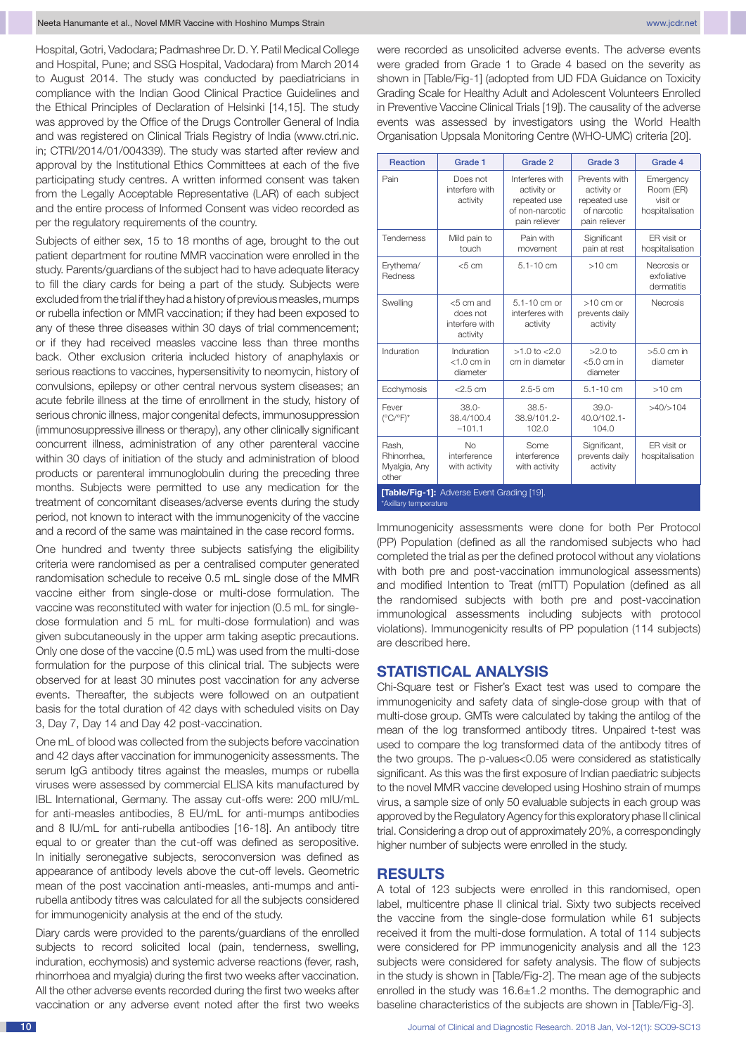Hospital, Gotri, Vadodara; Padmashree Dr. D. Y. Patil Medical College and Hospital, Pune; and SSG Hospital, Vadodara) from March 2014 to August 2014. The study was conducted by paediatricians in compliance with the Indian Good Clinical Practice Guidelines and the Ethical Principles of Declaration of Helsinki [14,15]. The study was approved by the Office of the Drugs Controller General of India and was registered on Clinical Trials Registry of India (www.ctri.nic.in; CTRI/2014/01/004339). The study was started after review and approval by the Institutional Ethics Committees at each of the five participating study centres. A written informed consent was taken from the Legally Acceptable Representative (LAR) of each subject and the entire process of Informed Consent was video recorded as per the regulatory requirements of the country.

Subjects of either sex, 15 to 18 months of age, brought to the out patient department for routine MMR vaccination were enrolled in the study. Parents/guardians of the subject had to have adequate literacy to fill the diary cards for being a part of the study. Subjects were excluded from the trial if they had a history of previous measles, mumps or rubella infection or MMR vaccination; if they had been exposed to any of these three diseases within 30 days of trial commencement; or if they had received measles vaccine less than three months back. Other exclusion criteria included history of anaphylaxis or serious reactions to vaccines, hypersensitivity to neomycin, history of convulsions, epilepsy or other central nervous system diseases; an acute febrile illness at the time of enrollment in the study, history of serious chronic illness, major congenital defects, immunosuppression (immunosuppressive illness or therapy), any other clinically significant concurrent illness, administration of any other parenteral vaccine within 30 days of initiation of the study and administration of blood products or parenteral immunoglobulin during the preceding three months. Subjects were permitted to use any medication for the treatment of concomitant diseases/adverse events during the study period, not known to interact with the immunogenicity of the vaccine and a record of the same was maintained in the case record forms.

One hundred and twenty three subjects satisfying the eligibility criteria were randomised as per a centralised computer generated randomisation schedule to receive 0.5 mL single dose of the MMR vaccine either from single-dose or multi-dose formulation. The vaccine was reconstituted with water for injection (0.5 mL for single-dose formulation and 5 mL for multi-dose formulation) and was given subcutaneously in the upper arm taking aseptic precautions. Only one dose of the vaccine (0.5 mL) was used from the multi-dose formulation for the purpose of this clinical trial. The subjects were observed for at least 30 minutes post vaccination for any adverse events. Thereafter, the subjects were followed on an outpatient basis for the total duration of 42 days with scheduled visits on Day 3, Day 7, Day 14 and Day 42 post-vaccination.

One mL of blood was collected from the subjects before vaccination and 42 days after vaccination for immunogenicity assessments. The serum IgG antibody titres against the measles, mumps or rubella viruses were assessed by commercial ELISA kits manufactured by IBL International, Germany. The assay cut-offs were: 200 mIU/mL for anti-measles antibodies, 8 EU/mL for anti-mumps antibodies and 8 IU/mL for anti-rubella antibodies [16-18]. An antibody titre equal to or greater than the cut-off was defined as seropositive. In initially seronegative subjects, seroconversion was defined as appearance of antibody levels above the cut-off levels. Geometric mean of the post vaccination anti-measles, anti-mumps and anti-rubella antibody titres was calculated for all the subjects considered for immunogenicity analysis at the end of the study.

Diary cards were provided to the parents/guardians of the enrolled subjects to record solicited local (pain, tenderness, swelling, induration, ecchymosis) and systemic adverse reactions (fever, rash, rhinorrhoea and myalgia) during the first two weeks after vaccination. All the other adverse events recorded during the first two weeks after vaccination or any adverse event noted after the first two weeks were recorded as unsolicited adverse events. The adverse events were graded from Grade 1 to Grade 4 based on the severity as shown in [Table/Fig-1] (adopted from UD FDA Guidance on Toxicity Grading Scale for Healthy Adult and Adolescent Volunteers Enrolled in Preventive Vaccine Clinical Trials [19]). The causality of the adverse events was assessed by investigators using the World Health Organisation Uppsala Monitoring Centre (WHO-UMC) criteria [20].

| Reaction | Grade 1 | Grade 2 | Grade 3 | Grade 4 |
|---|---|---|---|---|
| Pain | Does not interfere with activity | Interferes with activity or repeated use of non-narcotic pain reliever | Prevents with activity or repeated use of narcotic pain reliever | Emergency Room (ER) visit or hospitalisation |
| Tenderness | Mild pain to touch | Pain with movement | Significant pain at rest | ER visit or hospitalisation |
| Erythema/ Redness | <5 cm | 5.1-10 cm | >10 cm | Necrosis or exfoliative dermatitis |
| Swelling | <5 cm and does not interfere with activity | 5.1-10 cm or interferes with activity | >10 cm or prevents daily activity | Necrosis |
| Induration | Induration <1.0 cm in diameter | >1.0 to <2.0 cm in diameter | >2.0 to <5.0 cm in diameter | >5.0 cm in diameter |
| Ecchymosis | <2.5 cm | 2.5-5 cm | 5.1-10 cm | >10 cm |
| Fever (°C/°F)* | 38.0-38.4/100.4 –101.1 | 38.5-38.9/101.2-102.0 | 39.0-40.0/102.1-104.0 | >40/>104 |
| Rash, Rhinorrhea, Myalgia, Any other | No interference with activity | Some interference with activity | Significant, prevents daily activity | ER visit or hospitalisation |

**[Table/Fig-1]:** Adverse Event Grading [19].
*Axillary temperature

Immunogenicity assessments were done for both Per Protocol (PP) Population (defined as all the randomised subjects who had completed the trial as per the defined protocol without any violations with both pre and post-vaccination immunological assessments) and modified Intention to Treat (mITT) Population (defined as all the randomised subjects with both pre and post-vaccination immunological assessments including subjects with protocol violations). Immunogenicity results of PP population (114 subjects) are described here.

## STATISTICAL ANALYSIS

Chi-Square test or Fisher's Exact test was used to compare the immunogenicity and safety data of single-dose group with that of multi-dose group. GMTs were calculated by taking the antilog of the mean of the log transformed antibody titres. Unpaired t-test was used to compare the log transformed data of the antibody titres of the two groups. The p-values<0.05 were considered as statistically significant. As this was the first exposure of Indian paediatric subjects to the novel MMR vaccine developed using Hoshino strain of mumps virus, a sample size of only 50 evaluable subjects in each group was approved by the Regulatory Agency for this exploratory phase II clinical trial. Considering a drop out of approximately 20%, a correspondingly higher number of subjects were enrolled in the study.

## RESULTS

A total of 123 subjects were enrolled in this randomised, open label, multicentre phase II clinical trial. Sixty two subjects received the vaccine from the single-dose formulation while 61 subjects received it from the multi-dose formulation. A total of 114 subjects were considered for PP immunogenicity analysis and all the 123 subjects were considered for safety analysis. The flow of subjects in the study is shown in [Table/Fig-2]. The mean age of the subjects enrolled in the study was 16.6±1.2 months. The demographic and baseline characteristics of the subjects are shown in [Table/Fig-3].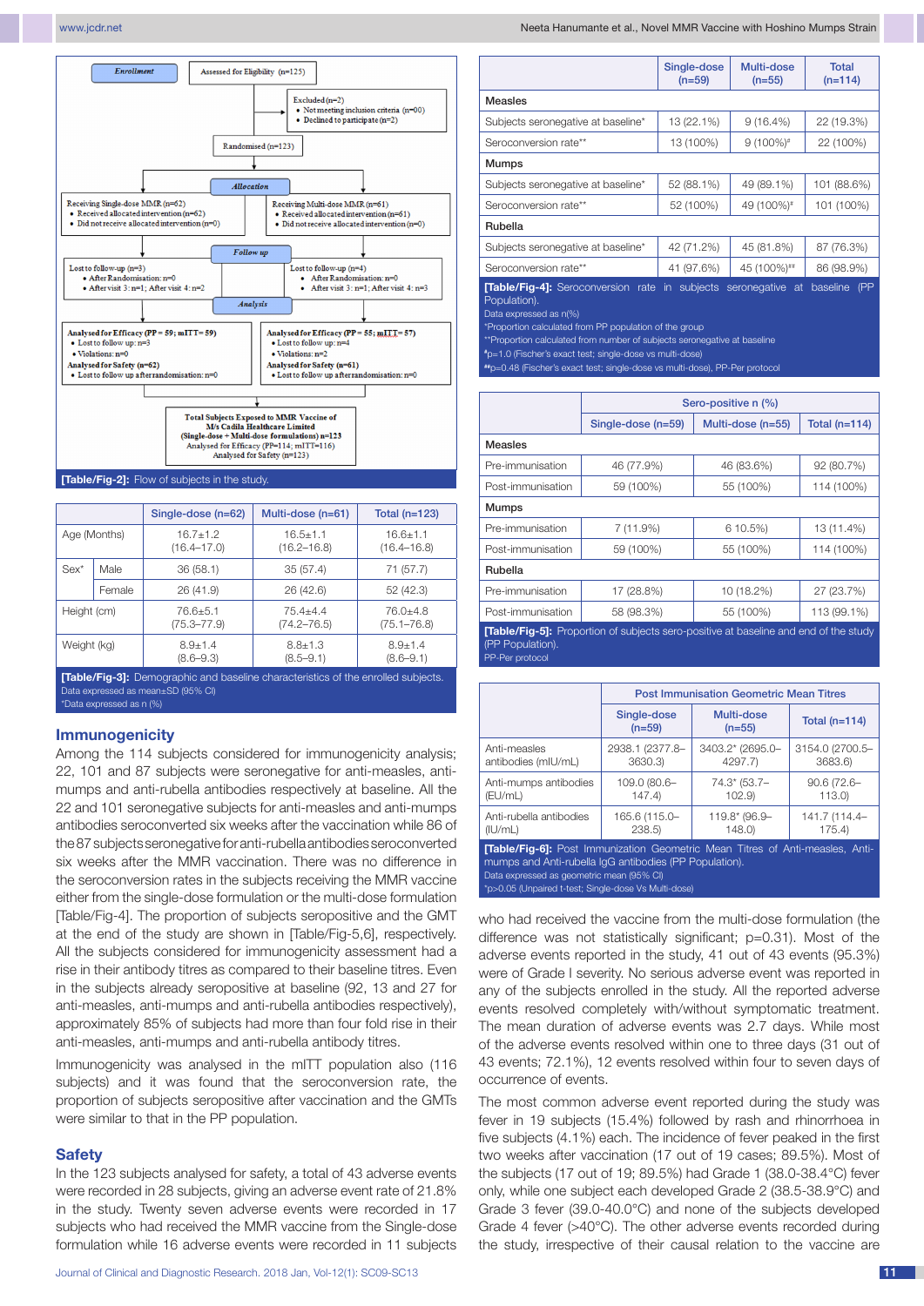**Enrollment**

Assessed for Eligibility (n=125)

Excluded (n=2)
- Not meeting inclusion criteria (n=00)
- Declined to participate (n=2)

Randomised (n=123)

**Allocation**

Receiving Single-dose MMR (n=62)
- Received allocated intervention (n=62)
- Did not receive allocated intervention (n=0)

Receiving Multi-dose MMR (n=61)
- Received allocated intervention (n=61)
- Did not receive allocated intervention (n=0)

**Follow up**

Lost to follow-up (n=3)
- After Randomisation: n=0
- After visit 3: n=1; After visit 4: n=2

Lost to follow-up (n=4)
- After Randomisation: n=0
- After visit 3: n=1; After visit 4: n=3

**Analysis**

Analysed for Efficacy (PP = 59; mITT= 59)
- Lost to follow up: n=3
- Violations: n=0

Analysed for Safety (n=62)
- Lost to follow up after randomisation: n=0

Analysed for Efficacy (PP = 55; mITT= 57)
- Lost to follow up: n=4
- Violations: n=2

Analysed for Safety (n=61)
- Lost to follow up after randomisation: n=0

Total Subjects Exposed to MMR Vaccine of M/s Cadila Healthcare Limited (Single-dose + Multi-dose formulations) n=123
Analysed for Efficacy (PP=114; mITT=116)
Analysed for Safety (n=123)

[Table/Fig-2]: Flow of subjects in the study.

| | | Single-dose (n=62) | Multi-dose (n=61) | Total (n=123) |
|---|---|---|---|---|
| Age (Months) | | 16.7±1.2 (16.4–17.0) | 16.5±1.1 (16.2–16.8) | 16.6±1.1 (16.4–16.8) |
| Sex* | Male | 36 (58.1) | 35 (57.4) | 71 (57.7) |
| | Female | 26 (41.9) | 26 (42.6) | 52 (42.3) |
| Height (cm) | | 76.6±5.1 (75.3–77.9) | 75.4±4.4 (74.2–76.5) | 76.0±4.8 (75.1–76.8) |
| Weight (kg) | | 8.9±1.4 (8.6–9.3) | 8.8±1.3 (8.5–9.1) | 8.9±1.4 (8.6–9.1) |

[Table/Fig-3]: Demographic and baseline characteristics of the enrolled subjects.
Data expressed as mean±SD (95% CI)
*Data expressed as n (%)

## Immunogenicity

Among the 114 subjects considered for immunogenicity analysis; 22, 101 and 87 subjects were seronegative for anti-measles, anti-mumps and anti-rubella antibodies respectively at baseline. All the 22 and 101 seronegative subjects for anti-measles and anti-mumps antibodies seroconverted six weeks after the vaccination while 86 of the 87 subjects seronegative for anti-rubella antibodies seroconverted six weeks after the MMR vaccination. There was no difference in the seroconversion rates in the subjects receiving the MMR vaccine either from the single-dose formulation or the multi-dose formulation [Table/Fig-4]. The proportion of subjects seropositive and the GMT at the end of the study are shown in [Table/Fig-5,6], respectively. All the subjects considered for immunogenicity assessment had a rise in their antibody titres as compared to their baseline titres. Even in the subjects already seropositive at baseline (92, 13 and 27 for anti-measles, anti-mumps and anti-rubella antibodies respectively), approximately 85% of subjects had more than four fold rise in their anti-measles, anti-mumps and anti-rubella antibody titres.

Immunogenicity was analysed in the mITT population also (116 subjects) and it was found that the seroconversion rate, the proportion of subjects seropositive after vaccination and the GMTs were similar to that in the PP population.

## Safety

In the 123 subjects analysed for safety, a total of 43 adverse events were recorded in 28 subjects, giving an adverse event rate of 21.8% in the study. Twenty seven adverse events were recorded in 17 subjects who had received the MMR vaccine from the Single-dose formulation while 16 adverse events were recorded in 11 subjects who had received the vaccine from the multi-dose formulation (the difference was not statistically significant; p=0.31). Most of the adverse events reported in the study, 41 out of 43 events (95.3%) were of Grade I severity. No serious adverse event was reported in any of the subjects enrolled in the study. All the reported adverse events resolved completely with/without symptomatic treatment. The mean duration of adverse events was 2.7 days. While most of the adverse events resolved within one to three days (31 out of 43 events; 72.1%), 12 events resolved within four to seven days of occurrence of events.

The most common adverse event reported during the study was fever in 19 subjects (15.4%) followed by rash and rhinorrhoea in five subjects (4.1%) each. The incidence of fever peaked in the first two weeks after vaccination (17 out of 19 cases; 89.5%). Most of the subjects (17 out of 19; 89.5%) had Grade 1 (38.0-38.4°C) fever only, while one subject each developed Grade 2 (38.5-38.9°C) and Grade 3 fever (39.0-40.0°C) and none of the subjects developed Grade 4 fever (>40°C). The other adverse events recorded during the study, irrespective of their causal relation to the vaccine are

| | Single-dose (n=59) | Multi-dose (n=55) | Total (n=114) |
|---|---|---|---|
| **Measles** | | | |
| Subjects seronegative at baseline* | 13 (22.1%) | 9 (16.4%) | 22 (19.3%) |
| Seroconversion rate** | 13 (100%) | 9 (100%)# | 22 (100%) |
| **Mumps** | | | |
| Subjects seronegative at baseline* | 52 (88.1%) | 49 (89.1%) | 101 (88.6%) |
| Seroconversion rate** | 52 (100%) | 49 (100%)# | 101 (100%) |
| **Rubella** | | | |
| Subjects seronegative at baseline* | 42 (71.2%) | 45 (81.8%) | 87 (76.3%) |
| Seroconversion rate** | 41 (97.6%) | 45 (100%)## | 86 (98.9%) |

[Table/Fig-4]: Seroconversion rate in subjects seronegative at baseline (PP Population).
Data expressed as n(%)
*Proportion calculated from PP population of the group
**Proportion calculated from number of subjects seronegative at baseline
#p=1.0 (Fischer's exact test; single-dose vs multi-dose)
##p=0.48 (Fischer's exact test; single-dose vs multi-dose), PP-Per protocol

| | Sero-positive n (%) | | |
|---|---|---|---|
| | Single-dose (n=59) | Multi-dose (n=55) | Total (n=114) |
| **Measles** | | | |
| Pre-immunisation | 46 (77.9%) | 46 (83.6%) | 92 (80.7%) |
| Post-immunisation | 59 (100%) | 55 (100%) | 114 (100%) |
| **Mumps** | | | |
| Pre-immunisation | 7 (11.9%) | 6 10.5%) | 13 (11.4%) |
| Post-immunisation | 59 (100%) | 55 (100%) | 114 (100%) |
| **Rubella** | | | |
| Pre-immunisation | 17 (28.8%) | 10 (18.2%) | 27 (23.7%) |
| Post-immunisation | 58 (98.3%) | 55 (100%) | 113 (99.1%) |

[Table/Fig-5]: Proportion of subjects sero-positive at baseline and end of the study (PP Population).
PP-Per protocol

| | Post Immunisation Geometric Mean Titres | | |
|---|---|---|---|
| | Single-dose (n=59) | Multi-dose (n=55) | Total (n=114) |
| Anti-measles antibodies (mIU/mL) | 2938.1 (2377.8–3630.3) | 3403.2* (2695.0–4297.7) | 3154.0 (2700.5–3683.6) |
| Anti-mumps antibodies (EU/mL) | 109.0 (80.6–147.4) | 74.3* (53.7–102.9) | 90.6 (72.6–113.0) |
| Anti-rubella antibodies (IU/mL) | 165.6 (115.0–238.5) | 119.8* (96.9–148.0) | 141.7 (114.4–175.4) |

[Table/Fig-6]: Post Immunisation Geometric Mean Titres of Anti-measles, Anti-mumps and Anti-rubella IgG antibodies (PP Population).
Data expressed as geometric mean (95% CI)
*p>0.05 (Unpaired t-test; Single-dose Vs Multi-dose)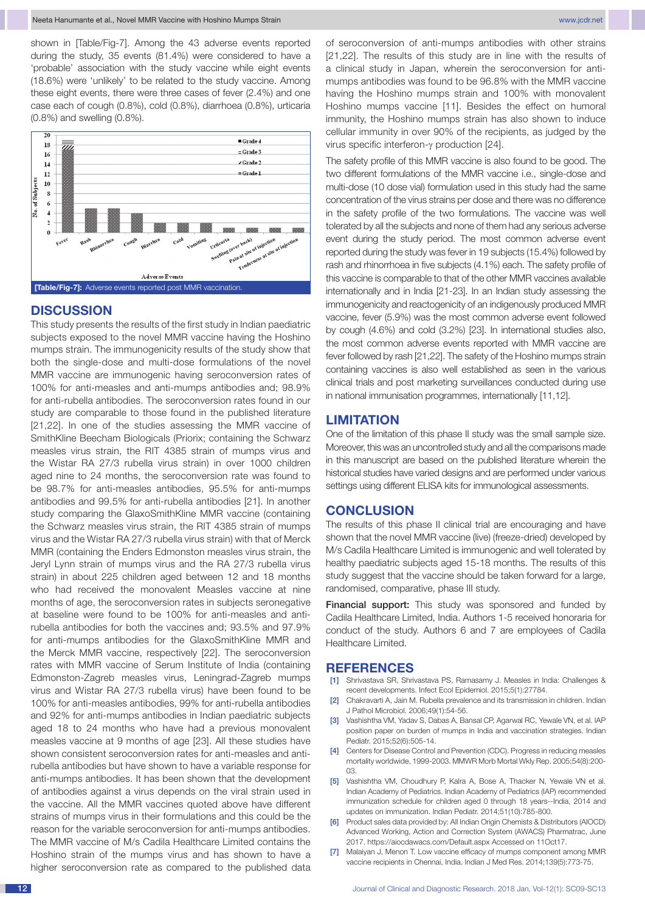shown in [Table/Fig-7]. Among the 43 adverse events reported during the study, 35 events (81.4%) were considered to have a 'probable' association with the study vaccine while eight events (18.6%) were 'unlikely' to be related to the study vaccine. Among these eight events, there were three cases of fever (2.4%) and one case each of cough (0.8%), cold (0.8%), diarrhoea (0.8%), urticaria (0.8%) and swelling (0.8%).

**[Table/Fig-7]:** Adverse events reported post MMR vaccination.

## DISCUSSION

This study presents the results of the first study in Indian paediatric subjects exposed to the novel MMR vaccine having the Hoshino mumps strain. The immunogenicity results of the study show that both the single-dose and multi-dose formulations of the novel MMR vaccine are immunogenic having seroconversion rates of 100% for anti-measles and anti-mumps antibodies and; 98.9% for anti-rubella antibodies. The seroconversion rates found in our study are comparable to those found in the published literature [21,22]. In one of the studies assessing the MMR vaccine of SmithKline Beecham Biologicals (Priorix; containing the Schwarz measles virus strain, the RIT 4385 strain of mumps virus and the Wistar RA 27/3 rubella virus strain) in over 1000 children aged nine to 24 months, the seroconversion rate was found to be 98.7% for anti-measles antibodies, 95.5% for anti-mumps antibodies and 99.5% for anti-rubella antibodies [21]. In another study comparing the GlaxoSmithKline MMR vaccine (containing the Schwarz measles virus strain, the RIT 4385 strain of mumps virus and the Wistar RA 27/3 rubella virus strain) with that of Merck MMR (containing the Enders Edmonston measles virus strain, the Jeryl Lynn strain of mumps virus and the RA 27/3 rubella virus strain) in about 225 children aged between 12 and 18 months who had received the monovalent Measles vaccine at nine months of age, the seroconversion rates in subjects seronegative at baseline were found to be 100% for anti-measles and anti-rubella antibodies for both the vaccines and; 93.5% and 97.9% for anti-mumps antibodies for the GlaxoSmithKline MMR and the Merck MMR vaccine, respectively [22]. The seroconversion rates with MMR vaccine of Serum Institute of India (containing Edmonston-Zagreb measles virus, Leningrad-Zagreb mumps virus and Wistar RA 27/3 rubella virus) have been found to be 100% for anti-measles antibodies, 99% for anti-rubella antibodies and 92% for anti-mumps antibodies in Indian paediatric subjects aged 18 to 24 months who have had a previous monovalent measles vaccine at 9 months of age [23]. All these studies have shown consistent seroconversion rates for anti-measles and anti-rubella antibodies but have shown to have a variable response for anti-mumps antibodies. It has been shown that the development of antibodies against a virus depends on the viral strain used in the vaccine. All the MMR vaccines quoted above have different strains of mumps virus in their formulations and this could be the reason for the variable seroconversion for anti-mumps antibodies. The MMR vaccine of M/s Cadila Healthcare Limited contains the Hoshino strain of the mumps virus and has shown to have a higher seroconversion rate as compared to the published data of seroconversion of anti-mumps antibodies with other strains [21,22]. The results of this study are in line with the results of a clinical study in Japan, wherein the seroconversion for anti-mumps antibodies was found to be 96.8% with the MMR vaccine having the Hoshino mumps strain and 100% with monovalent Hoshino mumps vaccine [11]. Besides the effect on humoral immunity, the Hoshino mumps strain has also shown to induce cellular immunity in over 90% of the recipients, as judged by the virus specific interferon-γ production [24].

The safety profile of this MMR vaccine is also found to be good. The two different formulations of the MMR vaccine i.e., single-dose and multi-dose (10 dose vial) formulation used in this study had the same concentration of the virus strains per dose and there was no difference in the safety profile of the two formulations. The vaccine was well tolerated by all the subjects and none of them had any serious adverse event during the study period. The most common adverse event reported during the study was fever in 19 subjects (15.4%) followed by rash and rhinorrhoea in five subjects (4.1%) each. The safety profile of this vaccine is comparable to that of the other MMR vaccines available internationally and in India [21-23]. In an Indian study assessing the immunogenicity and reactogenicity of an indigenously produced MMR vaccine, fever (5.9%) was the most common adverse event followed by cough (4.6%) and cold (3.2%) [23]. In international studies also, the most common adverse events reported with MMR vaccine are fever followed by rash [21,22]. The safety of the Hoshino mumps strain containing vaccines is also well established as seen in the various clinical trials and post marketing surveillances conducted during use in national immunisation programmes, internationally [11,12].

## LIMITATION

One of the limitation of this phase II study was the small sample size. Moreover, this was an uncontrolled study and all the comparisons made in this manuscript are based on the published literature wherein the historical studies have varied designs and are performed under various settings using different ELISA kits for immunological assessments.

## CONCLUSION

The results of this phase II clinical trial are encouraging and have shown that the novel MMR vaccine (live) (freeze-dried) developed by M/s Cadila Healthcare Limited is immunogenic and well tolerated by healthy paediatric subjects aged 15-18 months. The results of this study suggest that the vaccine should be taken forward for a large, randomised, comparative, phase III study.

**Financial support:** This study was sponsored and funded by Cadila Healthcare Limited, India. Authors 1-5 received honoraria for conduct of the study. Authors 6 and 7 are employees of Cadila Healthcare Limited.

## REFERENCES

[1] Shrivastava SR, Shrivastava PS, Ramasamy J. Measles in India: Challenges & recent developments. Infect Ecol Epidemiol. 2015;5(1):27784.

[2] Chakravarti A, Jain M. Rubella prevalence and its transmission in children. Indian J Pathol Microbiol. 2006;49(1):54-56.

[3] Vashishtha VM, Yadav S, Dabas A, Bansal CP, Agarwal RC, Yewale VN, et al. IAP position paper on burden of mumps in India and vaccination strategies. Indian Pediatr. 2015;52(6):505-14.

[4] Centers for Disease Control and Prevention (CDC). Progress in reducing measles mortality worldwide, 1999-2003. MMWR Morb Mortal Wkly Rep. 2005;54(8):200-03.

[5] Vashishtha VM, Choudhury P, Kalra A, Bose A, Thacker N, Yewale VN et al. Indian Academy of Pediatrics. Indian Academy of Pediatrics (IAP) recommended immunization schedule for children aged 0 through 18 years--India, 2014 and updates on immunization. Indian Pediatr. 2014;51(10):785-800.

[6] Product sales data provided by: All Indian Origin Chemists & Distributors (AIOCD) Advanced Working, Action and Correction System (AWACS) Pharmatrac, June 2017. https://aiocdawacs.com/Default.aspx Accessed on 11Oct17.

[7] Malaiyan J, Menon T. Low vaccine efficacy of mumps component among MMR vaccine recipients in Chennai, India. Indian J Med Res. 2014;139(5):773-75.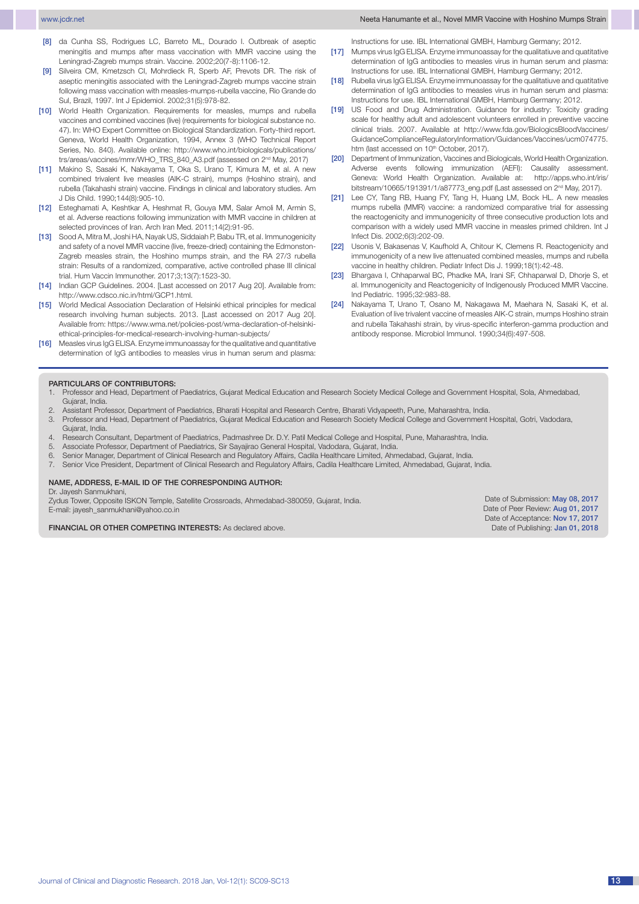[8] da Cunha SS, Rodrigues LC, Barreto ML, Dourado I. Outbreak of aseptic meningitis and mumps after mass vaccination with MMR vaccine using the Leningrad-Zagreb mumps strain. Vaccine. 2002;20(7-8):1106-12.

[9] Silveira CM, Kmetzsch CI, Mohrdieck R, Sperb AF, Prevots DR. The risk of aseptic meningitis associated with the Leningrad-Zagreb mumps vaccine strain following mass vaccination with measles-mumps-rubella vaccine, Rio Grande do Sul, Brazil, 1997. Int J Epidemiol. 2002;31(5):978-82.

[10] World Health Organization. Requirements for measles, mumps and rubella vaccines and combined vaccines (live) (requirements for biological substance no. 47). In: WHO Expert Committee on Biological Standardization. Forty-third report. Geneva, World Health Organization, 1994, Annex 3 (WHO Technical Report Series, No. 840). Available online: http://www.who.int/biologicals/publications/trs/areas/vaccines/mmr/WHO_TRS_840_A3.pdf (assessed on 2nd May, 2017)

[11] Makino S, Sasaki K, Nakayama T, Oka S, Urano T, Kimura M, et al. A new combined trivalent live measles (AIK-C strain), mumps (Hoshino strain), and rubella (Takahashi strain) vaccine. Findings in clinical and laboratory studies. Am J Dis Child. 1990;144(8):905-10.

[12] Esteghamati A, Keshtkar A, Heshmat R, Gouya MM, Salar Amoli M, Armin S, et al. Adverse reactions following immunization with MMR vaccine in children at selected provinces of Iran. Arch Iran Med. 2011;14(2):91-95.

[13] Sood A, Mitra M, Joshi HA, Nayak US, Siddaiah P, Babu TR, et al. Immunogenicity and safety of a novel MMR vaccine (live, freeze-dried) containing the Edmonston-Zagreb measles strain, the Hoshino mumps strain, and the RA 27/3 rubella strain: Results of a randomized, comparative, active controlled phase III clinical trial. Hum Vaccin Immunother. 2017;3;13(7):1523-30.

[14] Indian GCP Guidelines. 2004. [Last accessed on 2017 Aug 20]. Available from: http://www.cdsco.nic.in/html/GCP1.html.

[15] World Medical Association Declaration of Helsinki ethical principles for medical research involving human subjects. 2013. [Last accessed on 2017 Aug 20]. Available from: https://www.wma.net/policies-post/wma-declaration-of-helsinki-ethical-principles-for-medical-research-involving-human-subjects/

[16] Measles virus IgG ELISA. Enzyme immunoassay for the qualitative and quantitative determination of IgG antibodies to measles virus in human serum and plasma: Instructions for use. IBL International GMBH, Hamburg Germany; 2012.

[17] Mumps virus IgG ELISA. Enzyme immunoassay for the qualitatiuve and quatitative determination of IgG antibodies to measles virus in human serum and plasma: Instructions for use. IBL International GMBH, Hamburg Germany; 2012.

[18] Rubella virus IgG ELISA. Enzyme immunoassay for the qualitatiuve and quatitative determination of IgG antibodies to measles virus in human serum and plasma: Instructions for use. IBL International GMBH, Hamburg Germany; 2012.

[19] US Food and Drug Administration. Guidance for industry: Toxicity grading scale for healthy adult and adolescent volunteers enrolled in preventive vaccine clinical trials. 2007. Available at http://www.fda.gov/BiologicsBloodVaccines/GuidanceComplianceRegulatoryInformation/Guidances/Vaccines/ucm074775.htm (last accessed on 10th October, 2017).

[20] Department of Immunization, Vaccines and Biologicals, World Health Organization. Adverse events following immunization (AEFI): Causality assessment. Geneva: World Health Organization. Available at: http://apps.who.int/iris/bitstream/10665/191391/1/a87773_eng.pdf (Last assessed on 2nd May, 2017).

[21] Lee CY, Tang RB, Huang FY, Tang H, Huang LM, Bock HL. A new measles mumps rubella (MMR) vaccine: a randomized comparative trial for assessing the reactogenicity and immunogenicity of three consecutive production lots and comparison with a widely used MMR vaccine in measles primed children. Int J Infect Dis. 2002;6(3):202-09.

[22] Usonis V, Bakasenas V, Kaufhold A, Chitour K, Clemens R. Reactogenicity and immunogenicity of a new live attenuated combined measles, mumps and rubella vaccine in healthy children. Pediatr Infect Dis J. 1999;18(1):42-48.

[23] Bhargava I, Chhaparwal BC, Phadke MA, Irani SF, Chhaparwal D, Dhorje S, et al. Immunogenicity and Reactogenicity of Indigenously Produced MMR Vaccine. Ind Pediatric. 1995;32:983-88.

[24] Nakayama T, Urano T, Osano M, Nakagawa M, Maehara N, Sasaki K, et al. Evaluation of live trivalent vaccine of measles AIK-C strain, mumps Hoshino strain and rubella Takahashi strain, by virus-specific interferon-gamma production and antibody response. Microbiol Immunol. 1990;34(6):497-508.

**PARTICULARS OF CONTRIBUTORS:**

1. Professor and Head, Department of Paediatrics, Gujarat Medical Education and Research Society Medical College and Government Hospital, Sola, Ahmedabad, Gujarat, India.
2. Assistant Professor, Department of Paediatrics, Bharati Hospital and Research Centre, Bharati Vidyapeeth, Pune, Maharashtra, India.
3. Professor and Head, Department of Paediatrics, Gujarat Medical Education and Research Society Medical College and Government Hospital, Gotri, Vadodara, Gujarat, India.
4. Research Consultant, Department of Paediatrics, Padmashree Dr. D.Y. Patil Medical College and Hospital, Pune, Maharashtra, India.
5. Associate Professor, Department of Paediatrics, Sir Sayajirao General Hospital, Vadodara, Gujarat, India.
6. Senior Manager, Department of Clinical Research and Regulatory Affairs, Cadila Healthcare Limited, Ahmedabad, Gujarat, India.
7. Senior Vice President, Department of Clinical Research and Regulatory Affairs, Cadila Healthcare Limited, Ahmedabad, Gujarat, India.

**NAME, ADDRESS, E-MAIL ID OF THE CORRESPONDING AUTHOR:**

Dr. Jayesh Sanmukhani,
Zydus Tower, Opposite ISKON Temple, Satellite Crossroads, Ahmedabad-380059, Gujarat, India.
E-mail: jayesh_sanmukhani@yahoo.co.in

**FINANCIAL OR OTHER COMPETING INTERESTS:** As declared above.

Date of Submission: May 08, 2017
Date of Peer Review: Aug 01, 2017
Date of Acceptance: Nov 17, 2017
Date of Publishing: Jan 01, 2018